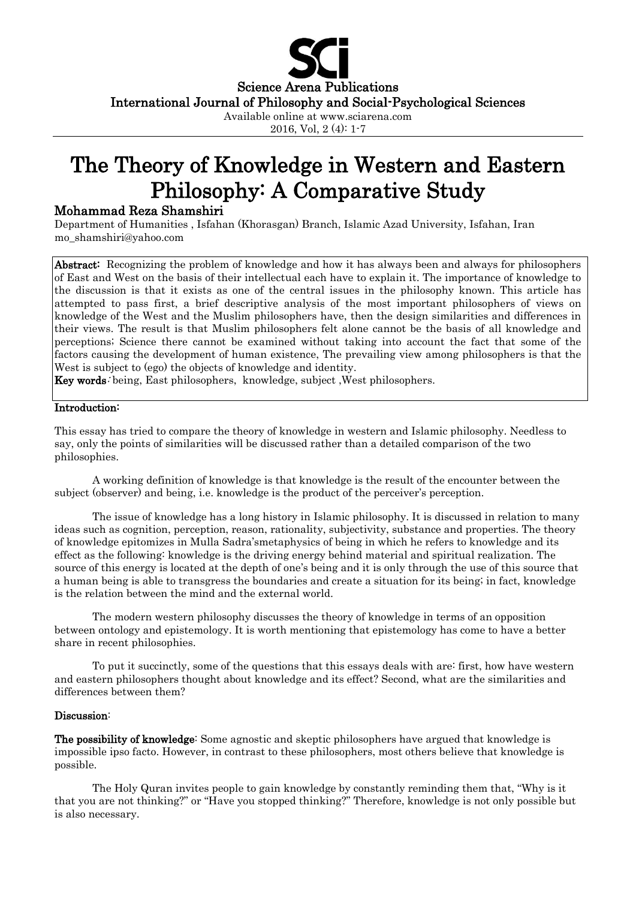# The Theory of Knowledge in Western and Eastern Philosophy: A Comparative Study

## Mohammad Reza Shamshiri

Department of Humanities , Isfahan (Khorasgan) Branch, Islamic Azad University, Isfahan, Iran
mo_shamshiri@yahoo.com

**Abstract:** Recognizing the problem of knowledge and how it has always been and always for philosophers of East and West on the basis of their intellectual each have to explain it. The importance of knowledge to the discussion is that it exists as one of the central issues in the philosophy known. This article has attempted to pass first, a brief descriptive analysis of the most important philosophers of views on knowledge of the West and the Muslim philosophers have, then the design similarities and differences in their views. The result is that Muslim philosophers felt alone cannot be the basis of all knowledge and perceptions; Science there cannot be examined without taking into account the fact that some of the factors causing the development of human existence, The prevailing view among philosophers is that the West is subject to (ego) the objects of knowledge and identity.

**Key words**: being, East philosophers, knowledge, subject ,West philosophers.

**Introduction:**

This essay has tried to compare the theory of knowledge in western and Islamic philosophy. Needless to say, only the points of similarities will be discussed rather than a detailed comparison of the two philosophies.

A working definition of knowledge is that knowledge is the result of the encounter between the subject (observer) and being, i.e. knowledge is the product of the perceiver's perception.

The issue of knowledge has a long history in Islamic philosophy. It is discussed in relation to many ideas such as cognition, perception, reason, rationality, subjectivity, substance and properties. The theory of knowledge epitomizes in Mulla Sadra'smetaphysics of being in which he refers to knowledge and its effect as the following: knowledge is the driving energy behind material and spiritual realization. The source of this energy is located at the depth of one's being and it is only through the use of this source that a human being is able to transgress the boundaries and create a situation for its being; in fact, knowledge is the relation between the mind and the external world.

The modern western philosophy discusses the theory of knowledge in terms of an opposition between ontology and epistemology. It is worth mentioning that epistemology has come to have a better share in recent philosophies.

To put it succinctly, some of the questions that this essays deals with are: first, how have western and eastern philosophers thought about knowledge and its effect? Second, what are the similarities and differences between them?

**Discussion:**

**The possibility of knowledge**: Some agnostic and skeptic philosophers have argued that knowledge is impossible ipso facto. However, in contrast to these philosophers, most others believe that knowledge is possible.

The Holy Quran invites people to gain knowledge by constantly reminding them that, "Why is it that you are not thinking?" or "Have you stopped thinking?" Therefore, knowledge is not only possible but is also necessary.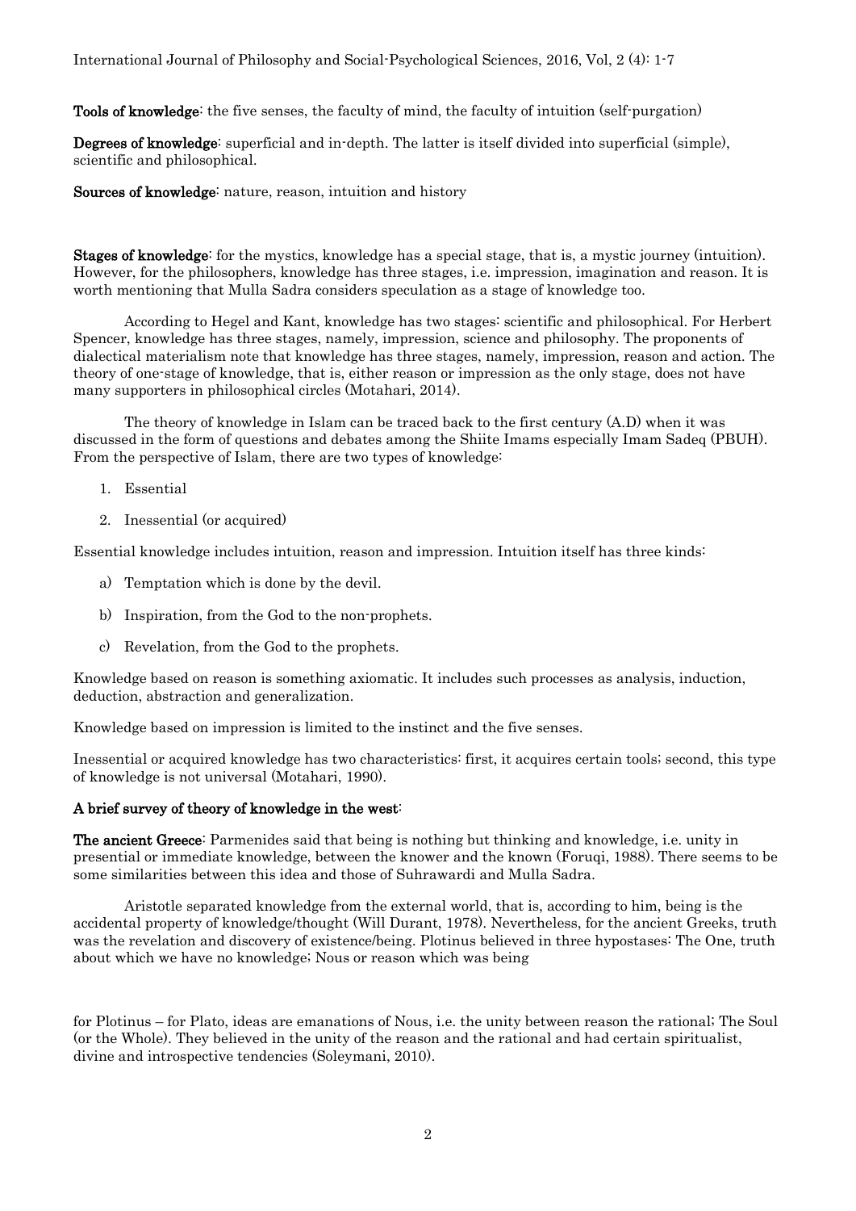**Tools of knowledge**: the five senses, the faculty of mind, the faculty of intuition (self-purgation)

**Degrees of knowledge**: superficial and in-depth. The latter is itself divided into superficial (simple), scientific and philosophical.

**Sources of knowledge**: nature, reason, intuition and history

**Stages of knowledge**: for the mystics, knowledge has a special stage, that is, a mystic journey (intuition). However, for the philosophers, knowledge has three stages, i.e. impression, imagination and reason. It is worth mentioning that Mulla Sadra considers speculation as a stage of knowledge too.

According to Hegel and Kant, knowledge has two stages: scientific and philosophical. For Herbert Spencer, knowledge has three stages, namely, impression, science and philosophy. The proponents of dialectical materialism note that knowledge has three stages, namely, impression, reason and action. The theory of one-stage of knowledge, that is, either reason or impression as the only stage, does not have many supporters in philosophical circles (Motahari, 2014).

The theory of knowledge in Islam can be traced back to the first century (A.D) when it was discussed in the form of questions and debates among the Shiite Imams especially Imam Sadeq (PBUH). From the perspective of Islam, there are two types of knowledge:

1. Essential
2. Inessential (or acquired)

Essential knowledge includes intuition, reason and impression. Intuition itself has three kinds:

a) Temptation which is done by the devil.

b) Inspiration, from the God to the non-prophets.

c) Revelation, from the God to the prophets.

Knowledge based on reason is something axiomatic. It includes such processes as analysis, induction, deduction, abstraction and generalization.

Knowledge based on impression is limited to the instinct and the five senses.

Inessential or acquired knowledge has two characteristics: first, it acquires certain tools; second, this type of knowledge is not universal (Motahari, 1990).

**A brief survey of theory of knowledge in the west:**

**The ancient Greece**: Parmenides said that being is nothing but thinking and knowledge, i.e. unity in presential or immediate knowledge, between the knower and the known (Foruqi, 1988). There seems to be some similarities between this idea and those of Suhrawardi and Mulla Sadra.

Aristotle separated knowledge from the external world, that is, according to him, being is the accidental property of knowledge/thought (Will Durant, 1978). Nevertheless, for the ancient Greeks, truth was the revelation and discovery of existence/being. Plotinus believed in three hypostases: The One, truth about which we have no knowledge; Nous or reason which was being

for Plotinus – for Plato, ideas are emanations of Nous, i.e. the unity between reason the rational; The Soul (or the Whole). They believed in the unity of the reason and the rational and had certain spiritualist, divine and introspective tendencies (Soleymani, 2010).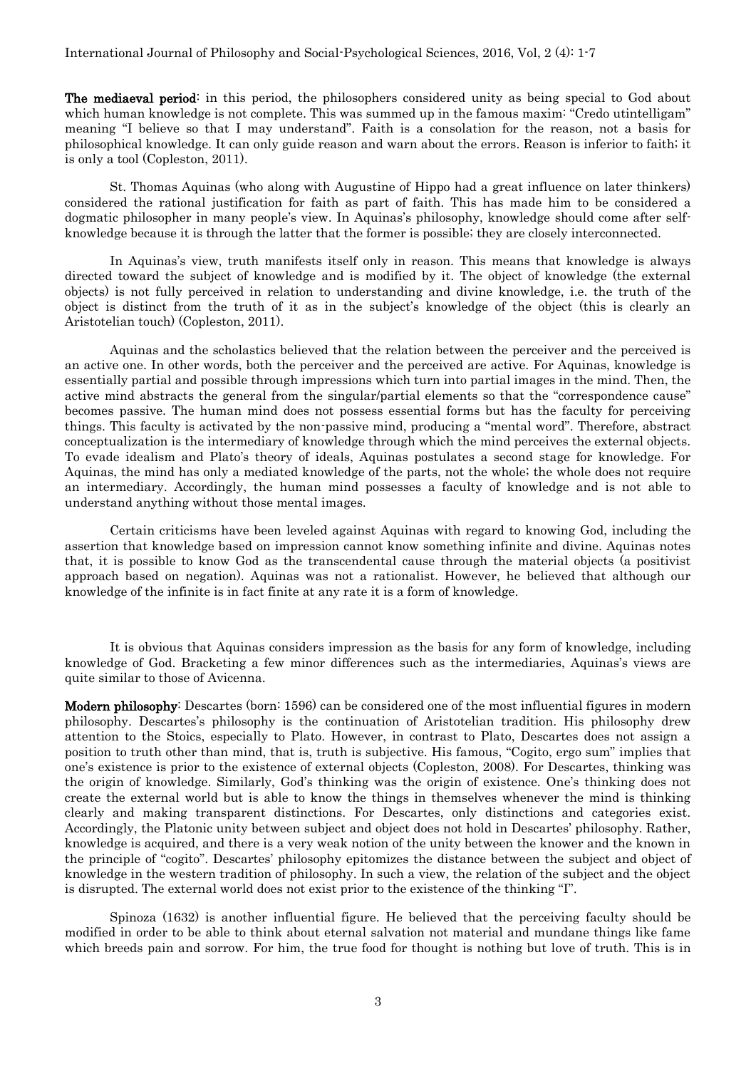**The mediaeval period**: in this period, the philosophers considered unity as being special to God about which human knowledge is not complete. This was summed up in the famous maxim: "Credo utintelligam" meaning "I believe so that I may understand". Faith is a consolation for the reason, not a basis for philosophical knowledge. It can only guide reason and warn about the errors. Reason is inferior to faith; it is only a tool (Copleston, 2011).

St. Thomas Aquinas (who along with Augustine of Hippo had a great influence on later thinkers) considered the rational justification for faith as part of faith. This has made him to be considered a dogmatic philosopher in many people's view. In Aquinas's philosophy, knowledge should come after self-knowledge because it is through the latter that the former is possible; they are closely interconnected.

In Aquinas's view, truth manifests itself only in reason. This means that knowledge is always directed toward the subject of knowledge and is modified by it. The object of knowledge (the external objects) is not fully perceived in relation to understanding and divine knowledge, i.e. the truth of the object is distinct from the truth of it as in the subject's knowledge of the object (this is clearly an Aristotelian touch) (Copleston, 2011).

Aquinas and the scholastics believed that the relation between the perceiver and the perceived is an active one. In other words, both the perceiver and the perceived are active. For Aquinas, knowledge is essentially partial and possible through impressions which turn into partial images in the mind. Then, the active mind abstracts the general from the singular/partial elements so that the "correspondence cause" becomes passive. The human mind does not possess essential forms but has the faculty for perceiving things. This faculty is activated by the non-passive mind, producing a "mental word". Therefore, abstract conceptualization is the intermediary of knowledge through which the mind perceives the external objects. To evade idealism and Plato's theory of ideals, Aquinas postulates a second stage for knowledge. For Aquinas, the mind has only a mediated knowledge of the parts, not the whole; the whole does not require an intermediary. Accordingly, the human mind possesses a faculty of knowledge and is not able to understand anything without those mental images.

Certain criticisms have been leveled against Aquinas with regard to knowing God, including the assertion that knowledge based on impression cannot know something infinite and divine. Aquinas notes that, it is possible to know God as the transcendental cause through the material objects (a positivist approach based on negation). Aquinas was not a rationalist. However, he believed that although our knowledge of the infinite is in fact finite at any rate it is a form of knowledge.

It is obvious that Aquinas considers impression as the basis for any form of knowledge, including knowledge of God. Bracketing a few minor differences such as the intermediaries, Aquinas's views are quite similar to those of Avicenna.

**Modern philosophy**: Descartes (born: 1596) can be considered one of the most influential figures in modern philosophy. Descartes's philosophy is the continuation of Aristotelian tradition. His philosophy drew attention to the Stoics, especially to Plato. However, in contrast to Plato, Descartes does not assign a position to truth other than mind, that is, truth is subjective. His famous, "Cogito, ergo sum" implies that one's existence is prior to the existence of external objects (Copleston, 2008). For Descartes, thinking was the origin of knowledge. Similarly, God's thinking was the origin of existence. One's thinking does not create the external world but is able to know the things in themselves whenever the mind is thinking clearly and making transparent distinctions. For Descartes, only distinctions and categories exist. Accordingly, the Platonic unity between subject and object does not hold in Descartes' philosophy. Rather, knowledge is acquired, and there is a very weak notion of the unity between the knower and the known in the principle of "cogito". Descartes' philosophy epitomizes the distance between the subject and object of knowledge in the western tradition of philosophy. In such a view, the relation of the subject and the object is disrupted. The external world does not exist prior to the existence of the thinking "I".

Spinoza (1632) is another influential figure. He believed that the perceiving faculty should be modified in order to be able to think about eternal salvation not material and mundane things like fame which breeds pain and sorrow. For him, the true food for thought is nothing but love of truth. This is in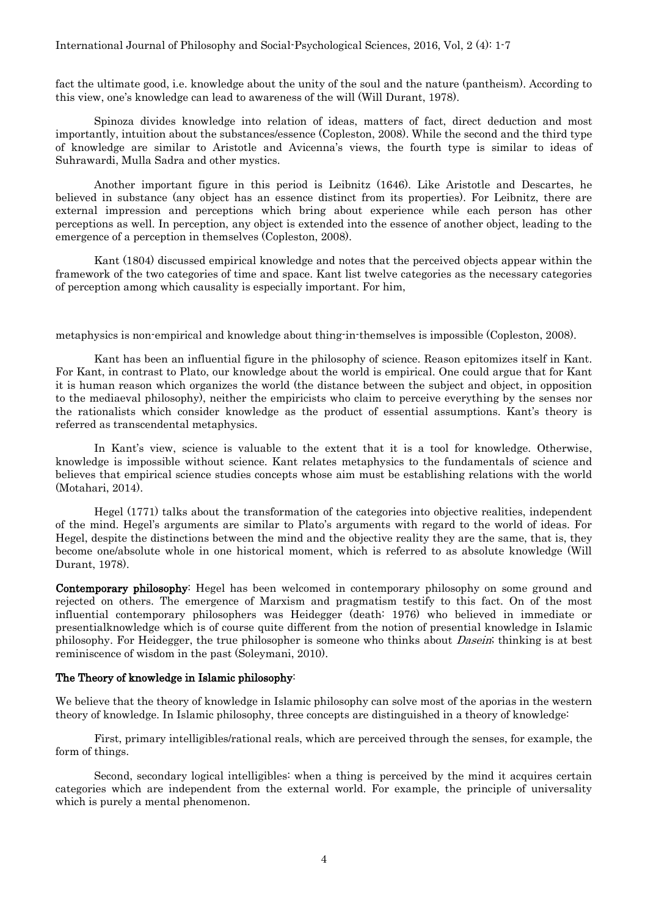fact the ultimate good, i.e. knowledge about the unity of the soul and the nature (pantheism). According to this view, one's knowledge can lead to awareness of the will (Will Durant, 1978).

Spinoza divides knowledge into relation of ideas, matters of fact, direct deduction and most importantly, intuition about the substances/essence (Copleston, 2008). While the second and the third type of knowledge are similar to Aristotle and Avicenna's views, the fourth type is similar to ideas of Suhrawardi, Mulla Sadra and other mystics.

Another important figure in this period is Leibnitz (1646). Like Aristotle and Descartes, he believed in substance (any object has an essence distinct from its properties). For Leibnitz, there are external impression and perceptions which bring about experience while each person has other perceptions as well. In perception, any object is extended into the essence of another object, leading to the emergence of a perception in themselves (Copleston, 2008).

Kant (1804) discussed empirical knowledge and notes that the perceived objects appear within the framework of the two categories of time and space. Kant list twelve categories as the necessary categories of perception among which causality is especially important. For him,

metaphysics is non-empirical and knowledge about thing-in-themselves is impossible (Copleston, 2008).

Kant has been an influential figure in the philosophy of science. Reason epitomizes itself in Kant. For Kant, in contrast to Plato, our knowledge about the world is empirical. One could argue that for Kant it is human reason which organizes the world (the distance between the subject and object, in opposition to the mediaeval philosophy), neither the empiricists who claim to perceive everything by the senses nor the rationalists which consider knowledge as the product of essential assumptions. Kant's theory is referred as transcendental metaphysics.

In Kant's view, science is valuable to the extent that it is a tool for knowledge. Otherwise, knowledge is impossible without science. Kant relates metaphysics to the fundamentals of science and believes that empirical science studies concepts whose aim must be establishing relations with the world (Motahari, 2014).

Hegel (1771) talks about the transformation of the categories into objective realities, independent of the mind. Hegel's arguments are similar to Plato's arguments with regard to the world of ideas. For Hegel, despite the distinctions between the mind and the objective reality they are the same, that is, they become one/absolute whole in one historical moment, which is referred to as absolute knowledge (Will Durant, 1978).

**Contemporary philosophy**: Hegel has been welcomed in contemporary philosophy on some ground and rejected on others. The emergence of Marxism and pragmatism testify to this fact. On of the most influential contemporary philosophers was Heidegger (death: 1976) who believed in immediate or presentialknowledge which is of course quite different from the notion of presential knowledge in Islamic philosophy. For Heidegger, the true philosopher is someone who thinks about *Dasein*; thinking is at best reminiscence of wisdom in the past (Soleymani, 2010).

## The Theory of knowledge in Islamic philosophy:

We believe that the theory of knowledge in Islamic philosophy can solve most of the aporias in the western theory of knowledge. In Islamic philosophy, three concepts are distinguished in a theory of knowledge:

First, primary intelligibles/rational reals, which are perceived through the senses, for example, the form of things.

Second, secondary logical intelligibles: when a thing is perceived by the mind it acquires certain categories which are independent from the external world. For example, the principle of universality which is purely a mental phenomenon.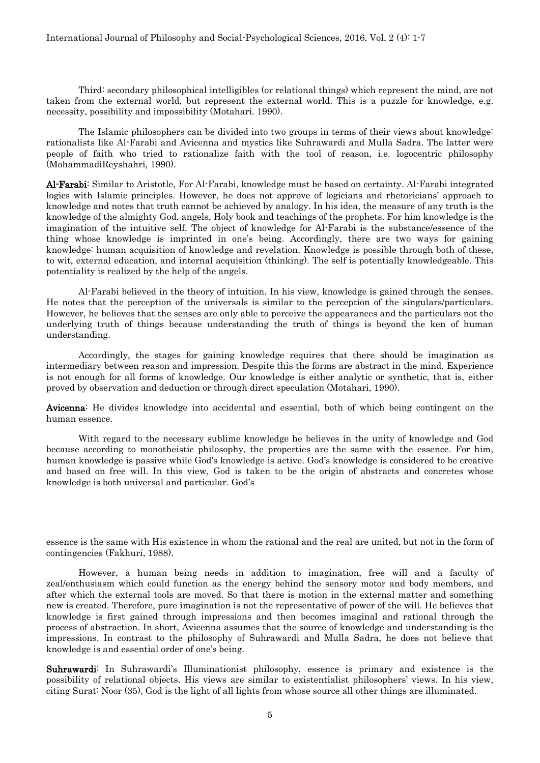Third: secondary philosophical intelligibles (or relational things) which represent the mind, are not taken from the external world, but represent the external world. This is a puzzle for knowledge, e.g. necessity, possibility and impossibility (Motahari. 1990).

The Islamic philosophers can be divided into two groups in terms of their views about knowledge: rationalists like Al-Farabi and Avicenna and mystics like Suhrawardi and Mulla Sadra. The latter were people of faith who tried to rationalize faith with the tool of reason, i.e. logocentric philosophy (MohammadiReyshahri, 1990).

**Al-Farabi**: Similar to Aristotle, For Al-Farabi, knowledge must be based on certainty. Al-Farabi integrated logics with Islamic principles. However, he does not approve of logicians and rhetoricians' approach to knowledge and notes that truth cannot be achieved by analogy. In his idea, the measure of any truth is the knowledge of the almighty God, angels, Holy book and teachings of the prophets. For him knowledge is the imagination of the intuitive self. The object of knowledge for Al-Farabi is the substance/essence of the thing whose knowledge is imprinted in one's being. Accordingly, there are two ways for gaining knowledge: human acquisition of knowledge and revelation. Knowledge is possible through both of these, to wit, external education, and internal acquisition (thinking). The self is potentially knowledgeable. This potentiality is realized by the help of the angels.

Al-Farabi believed in the theory of intuition. In his view, knowledge is gained through the senses. He notes that the perception of the universals is similar to the perception of the singulars/particulars. However, he believes that the senses are only able to perceive the appearances and the particulars not the underlying truth of things because understanding the truth of things is beyond the ken of human understanding.

Accordingly, the stages for gaining knowledge requires that there should be imagination as intermediary between reason and impression. Despite this the forms are abstract in the mind. Experience is not enough for all forms of knowledge. Our knowledge is either analytic or synthetic, that is, either proved by observation and deduction or through direct speculation (Motahari, 1990).

**Avicenna**: He divides knowledge into accidental and essential, both of which being contingent on the human essence.

With regard to the necessary sublime knowledge he believes in the unity of knowledge and God because according to monotheistic philosophy, the properties are the same with the essence. For him, human knowledge is passive while God's knowledge is active. God's knowledge is considered to be creative and based on free will. In this view, God is taken to be the origin of abstracts and concretes whose knowledge is both universal and particular. God's essence is the same with His existence in whom the rational and the real are united, but not in the form of contingencies (Fakhuri, 1988).

However, a human being needs in addition to imagination, free will and a faculty of zeal/enthusiasm which could function as the energy behind the sensory motor and body members, and after which the external tools are moved. So that there is motion in the external matter and something new is created. Therefore, pure imagination is not the representative of power of the will. He believes that knowledge is first gained through impressions and then becomes imaginal and rational through the process of abstraction. In short, Avicenna assumes that the source of knowledge and understanding is the impressions. In contrast to the philosophy of Suhrawardi and Mulla Sadra, he does not believe that knowledge is and essential order of one's being.

**Suhrawardi**: In Suhrawardi's Illuminationist philosophy, essence is primary and existence is the possibility of relational objects. His views are similar to existentialist philosophers' views. In his view, citing Surat: Noor (35), God is the light of all lights from whose source all other things are illuminated.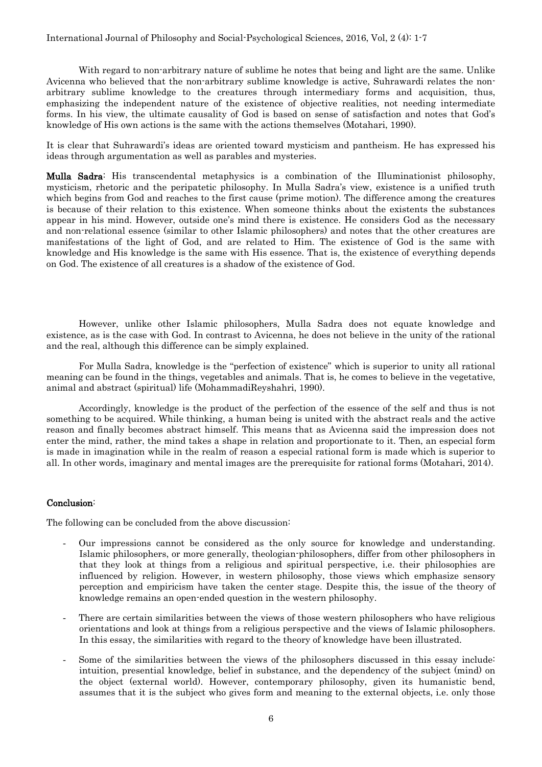With regard to non-arbitrary nature of sublime he notes that being and light are the same. Unlike Avicenna who believed that the non-arbitrary sublime knowledge is active, Suhrawardi relates the non-arbitrary sublime knowledge to the creatures through intermediary forms and acquisition, thus, emphasizing the independent nature of the existence of objective realities, not needing intermediate forms. In his view, the ultimate causality of God is based on sense of satisfaction and notes that God's knowledge of His own actions is the same with the actions themselves (Motahari, 1990).

It is clear that Suhrawardi's ideas are oriented toward mysticism and pantheism. He has expressed his ideas through argumentation as well as parables and mysteries.

**Mulla Sadra**: His transcendental metaphysics is a combination of the Illuminationist philosophy, mysticism, rhetoric and the peripatetic philosophy. In Mulla Sadra's view, existence is a unified truth which begins from God and reaches to the first cause (prime motion). The difference among the creatures is because of their relation to this existence. When someone thinks about the existents the substances appear in his mind. However, outside one's mind there is existence. He considers God as the necessary and non-relational essence (similar to other Islamic philosophers) and notes that the other creatures are manifestations of the light of God, and are related to Him. The existence of God is the same with knowledge and His knowledge is the same with His essence. That is, the existence of everything depends on God. The existence of all creatures is a shadow of the existence of God.

However, unlike other Islamic philosophers, Mulla Sadra does not equate knowledge and existence, as is the case with God. In contrast to Avicenna, he does not believe in the unity of the rational and the real, although this difference can be simply explained.

For Mulla Sadra, knowledge is the "perfection of existence" which is superior to unity all rational meaning can be found in the things, vegetables and animals. That is, he comes to believe in the vegetative, animal and abstract (spiritual) life (MohammadiReyshahri, 1990).

Accordingly, knowledge is the product of the perfection of the essence of the self and thus is not something to be acquired. While thinking, a human being is united with the abstract reals and the active reason and finally becomes abstract himself. This means that as Avicenna said the impression does not enter the mind, rather, the mind takes a shape in relation and proportionate to it. Then, an especial form is made in imagination while in the realm of reason a especial rational form is made which is superior to all. In other words, imaginary and mental images are the prerequisite for rational forms (Motahari, 2014).

## Conclusion:

The following can be concluded from the above discussion:

- Our impressions cannot be considered as the only source for knowledge and understanding. Islamic philosophers, or more generally, theologian-philosophers, differ from other philosophers in that they look at things from a religious and spiritual perspective, i.e. their philosophies are influenced by religion. However, in western philosophy, those views which emphasize sensory perception and empiricism have taken the center stage. Despite this, the issue of the theory of knowledge remains an open-ended question in the western philosophy.
- There are certain similarities between the views of those western philosophers who have religious orientations and look at things from a religious perspective and the views of Islamic philosophers. In this essay, the similarities with regard to the theory of knowledge have been illustrated.
- Some of the similarities between the views of the philosophers discussed in this essay include: intuition, presential knowledge, belief in substance, and the dependency of the subject (mind) on the object (external world). However, contemporary philosophy, given its humanistic bend, assumes that it is the subject who gives form and meaning to the external objects, i.e. only those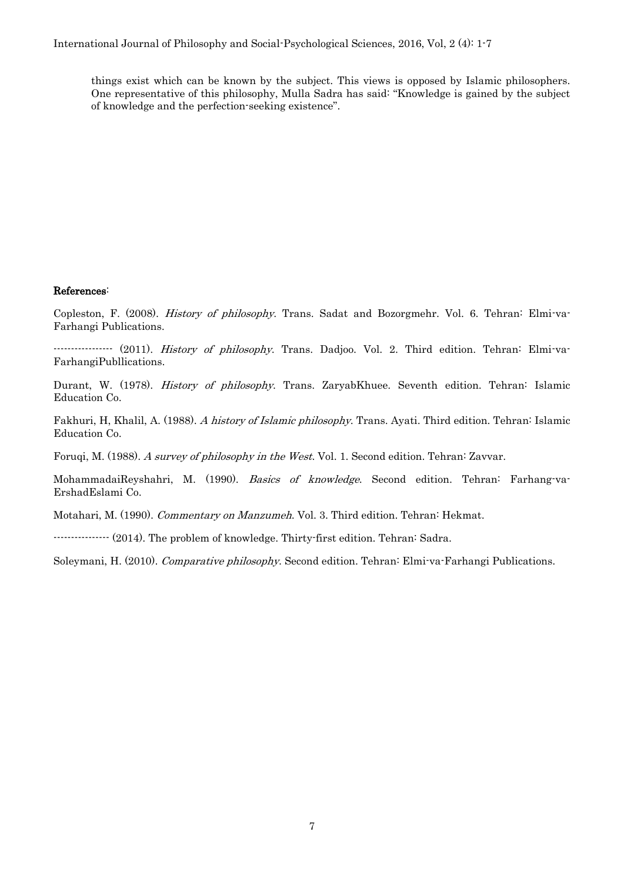things exist which can be known by the subject. This views is opposed by Islamic philosophers. One representative of this philosophy, Mulla Sadra has said: "Knowledge is gained by the subject of knowledge and the perfection-seeking existence".

**References**:

Copleston, F. (2008). *History of philosophy*. Trans. Sadat and Bozorgmehr. Vol. 6. Tehran: Elmi-va-Farhangi Publications.

---------------- (2011). *History of philosophy*. Trans. Dadjoo. Vol. 2. Third edition. Tehran: Elmi-va-FarhangiPubllications.

Durant, W. (1978). *History of philosophy*. Trans. ZaryabKhuee. Seventh edition. Tehran: Islamic Education Co.

Fakhuri, H, Khalil, A. (1988). *A history of Islamic philosophy*. Trans. Ayati. Third edition. Tehran: Islamic Education Co.

Foruqi, M. (1988). *A survey of philosophy in the West*. Vol. 1. Second edition. Tehran: Zavvar.

MohammadaiReyshahri, M. (1990). *Basics of knowledge*. Second edition. Tehran: Farhang-va-ErshadEslami Co.

Motahari, M. (1990). *Commentary on Manzumeh*. Vol. 3. Third edition. Tehran: Hekmat.

--------------- (2014). The problem of knowledge. Thirty-first edition. Tehran: Sadra.

Soleymani, H. (2010). *Comparative philosophy*. Second edition. Tehran: Elmi-va-Farhangi Publications.